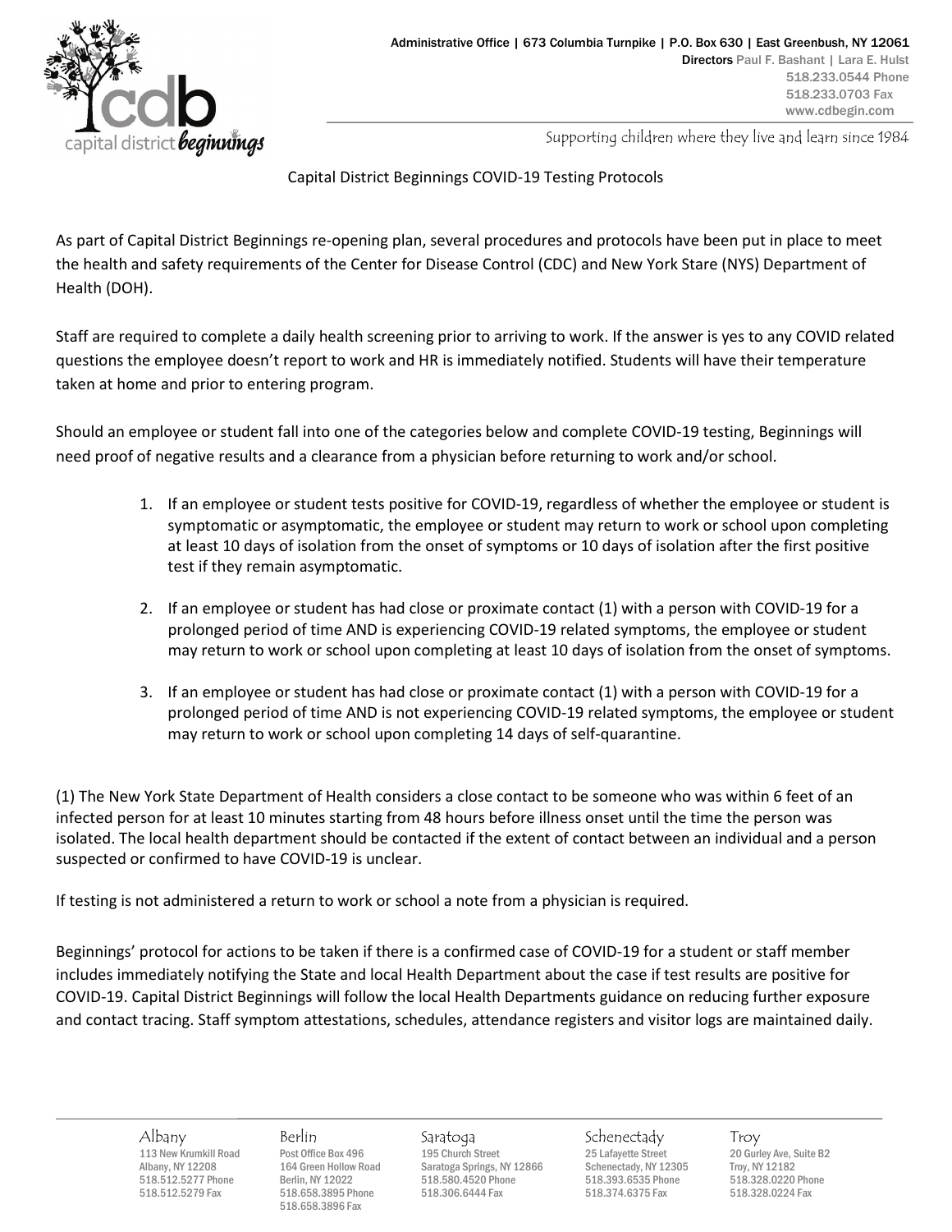Administrative Office | 673 Columbia Turnpike | P.O. Box 630 | East Greenbush, NY 12061
Directors Paul F. Bashant | Lara E. Hulst
518.233.0544 Phone
518.233.0703 Fax
www.cdbegin.com

Supporting children where they live and learn since 1984

# Capital District Beginnings COVID-19 Testing Protocols

As part of Capital District Beginnings re-opening plan, several procedures and protocols have been put in place to meet the health and safety requirements of the Center for Disease Control (CDC) and New York Stare (NYS) Department of Health (DOH).

Staff are required to complete a daily health screening prior to arriving to work. If the answer is yes to any COVID related questions the employee doesn't report to work and HR is immediately notified. Students will have their temperature taken at home and prior to entering program.

Should an employee or student fall into one of the categories below and complete COVID-19 testing, Beginnings will need proof of negative results and a clearance from a physician before returning to work and/or school.

1. If an employee or student tests positive for COVID-19, regardless of whether the employee or student is symptomatic or asymptomatic, the employee or student may return to work or school upon completing at least 10 days of isolation from the onset of symptoms or 10 days of isolation after the first positive test if they remain asymptomatic.
2. If an employee or student has had close or proximate contact (1) with a person with COVID-19 for a prolonged period of time AND is experiencing COVID-19 related symptoms, the employee or student may return to work or school upon completing at least 10 days of isolation from the onset of symptoms.
3. If an employee or student has had close or proximate contact (1) with a person with COVID-19 for a prolonged period of time AND is not experiencing COVID-19 related symptoms, the employee or student may return to work or school upon completing 14 days of self-quarantine.

(1) The New York State Department of Health considers a close contact to be someone who was within 6 feet of an infected person for at least 10 minutes starting from 48 hours before illness onset until the time the person was isolated. The local health department should be contacted if the extent of contact between an individual and a person suspected or confirmed to have COVID-19 is unclear.

If testing is not administered a return to work or school a note from a physician is required.

Beginnings' protocol for actions to be taken if there is a confirmed case of COVID-19 for a student or staff member includes immediately notifying the State and local Health Department about the case if test results are positive for COVID-19. Capital District Beginnings will follow the local Health Departments guidance on reducing further exposure and contact tracing. Staff symptom attestations, schedules, attendance registers and visitor logs are maintained daily.

Albany
113 New Krumkill Road
Albany, NY 12208
518.512.5277 Phone
518.512.5279 Fax

Berlin
Post Office Box 496
164 Green Hollow Road
Berlin, NY 12022
518.658.3895 Phone
518.658.3896 Fax

Saratoga
195 Church Street
Saratoga Springs, NY 12866
518.580.4520 Phone
518.306.6444 Fax

Schenectady
25 Lafayette Street
Schenectady, NY 12305
518.393.6535 Phone
518.374.6375 Fax

Troy
20 Gurley Ave, Suite B2
Troy, NY 12182
518.328.0220 Phone
518.328.0224 Fax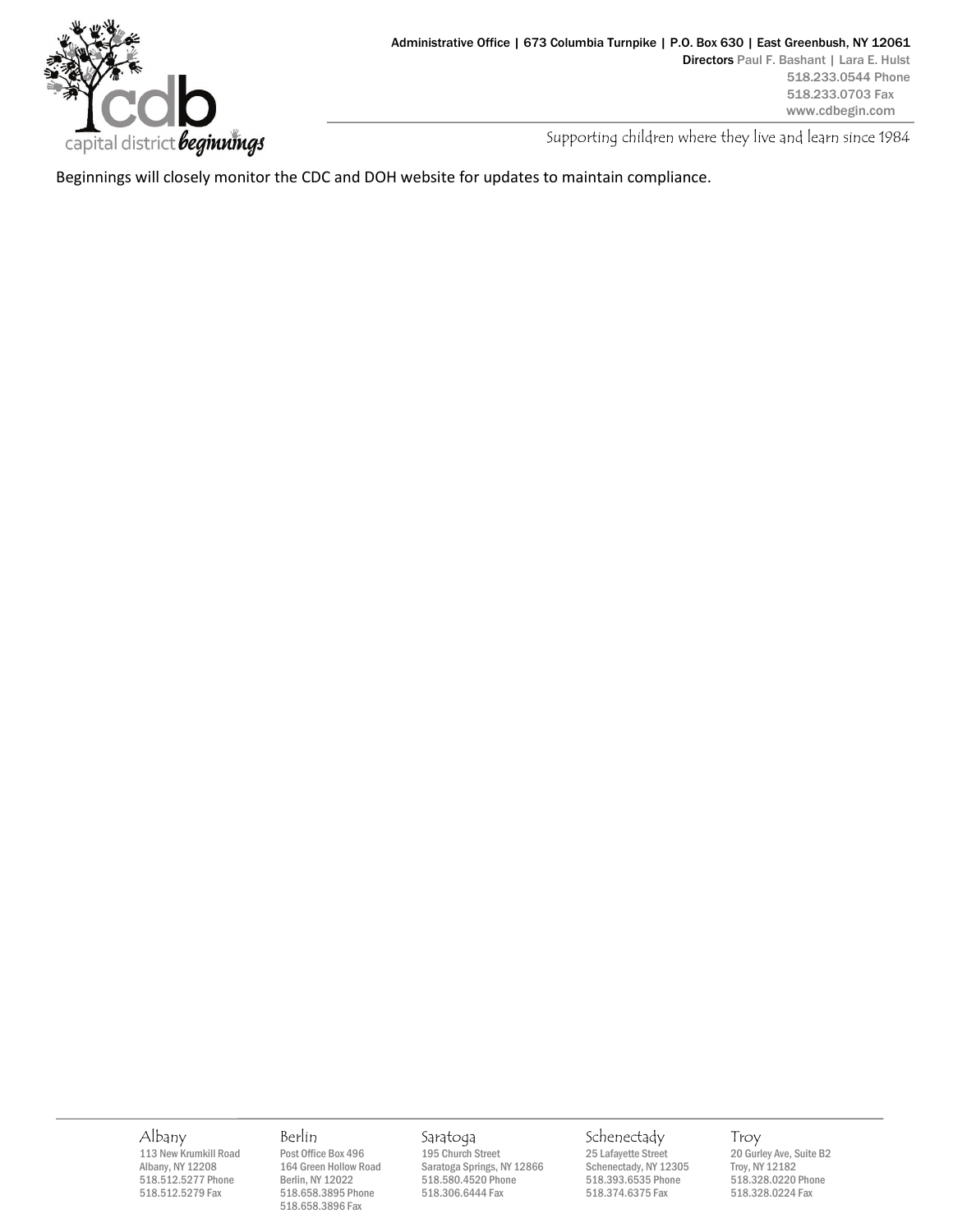Beginnings will closely monitor the CDC and DOH website for updates to maintain compliance.